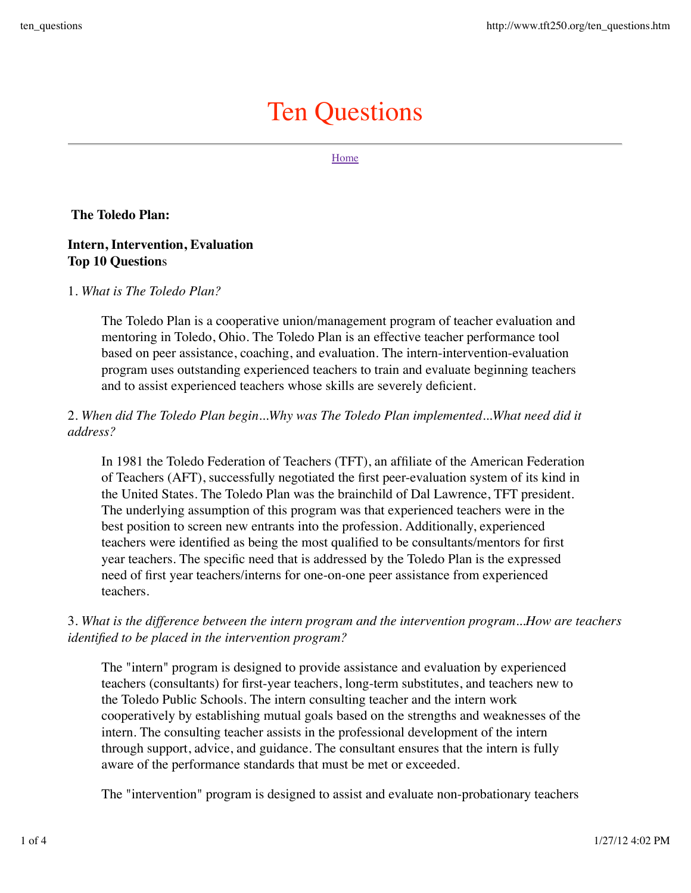# Ten Questions

Home

**The Toledo Plan:**

**Intern, Intervention, Evaluation**
**Top 10 Questions**

1. *What is The Toledo Plan?*

> The Toledo Plan is a cooperative union/management program of teacher evaluation and mentoring in Toledo, Ohio. The Toledo Plan is an effective teacher performance tool based on peer assistance, coaching, and evaluation. The intern-intervention-evaluation program uses outstanding experienced teachers to train and evaluate beginning teachers and to assist experienced teachers whose skills are severely deficient.

2. *When did The Toledo Plan begin...Why was The Toledo Plan implemented...What need did it address?*

> In 1981 the Toledo Federation of Teachers (TFT), an affiliate of the American Federation of Teachers (AFT), successfully negotiated the first peer-evaluation system of its kind in the United States. The Toledo Plan was the brainchild of Dal Lawrence, TFT president. The underlying assumption of this program was that experienced teachers were in the best position to screen new entrants into the profession. Additionally, experienced teachers were identified as being the most qualified to be consultants/mentors for first year teachers. The specific need that is addressed by the Toledo Plan is the expressed need of first year teachers/interns for one-on-one peer assistance from experienced teachers.

3. *What is the difference between the intern program and the intervention program...How are teachers identified to be placed in the intervention program?*

> The "intern" program is designed to provide assistance and evaluation by experienced teachers (consultants) for first-year teachers, long-term substitutes, and teachers new to the Toledo Public Schools. The intern consulting teacher and the intern work cooperatively by establishing mutual goals based on the strengths and weaknesses of the intern. The consulting teacher assists in the professional development of the intern through support, advice, and guidance. The consultant ensures that the intern is fully aware of the performance standards that must be met or exceeded.
>
> The "intervention" program is designed to assist and evaluate non-probationary teachers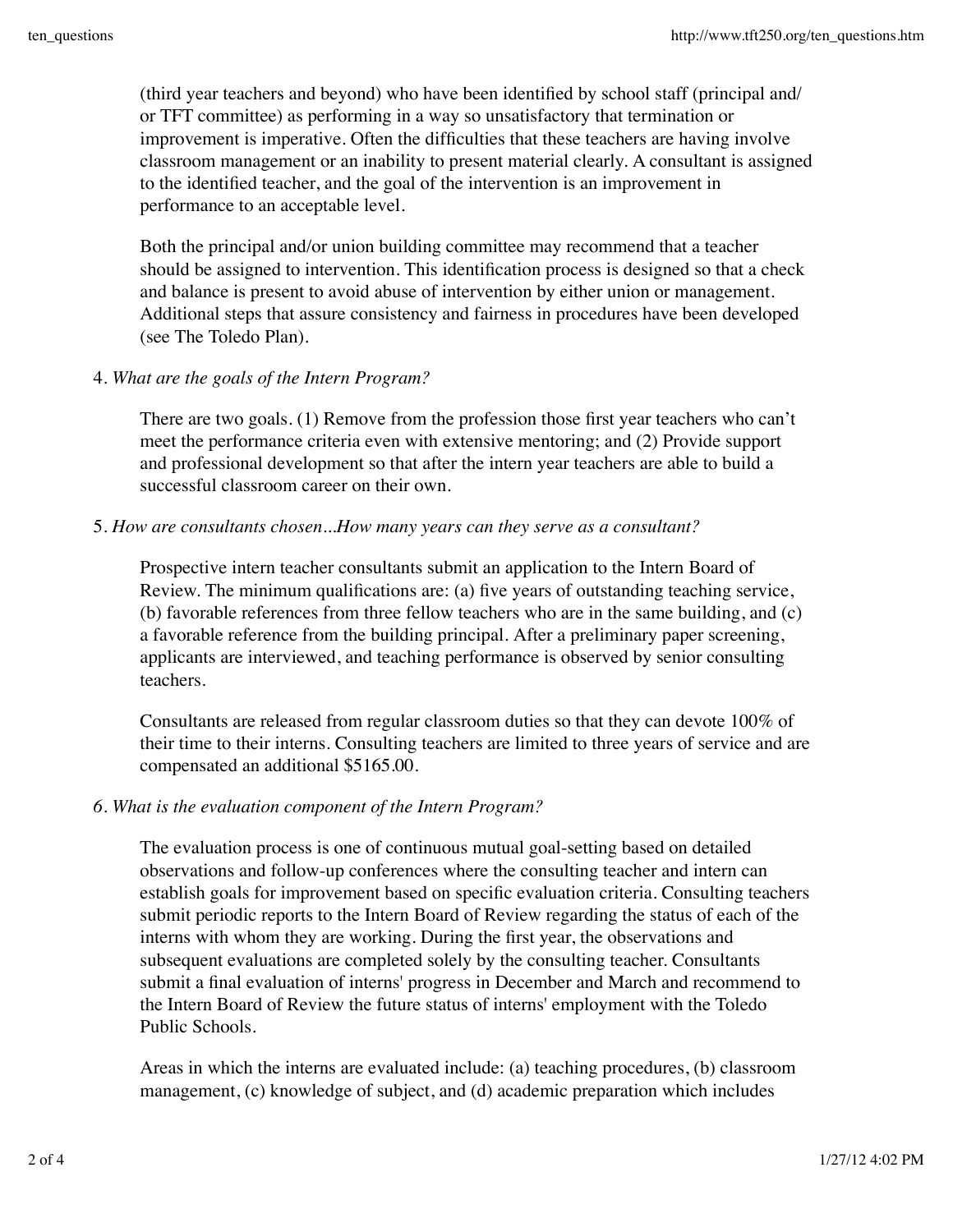(third year teachers and beyond) who have been identified by school staff (principal and/ or TFT committee) as performing in a way so unsatisfactory that termination or improvement is imperative. Often the difficulties that these teachers are having involve classroom management or an inability to present material clearly. A consultant is assigned to the identified teacher, and the goal of the intervention is an improvement in performance to an acceptable level.

Both the principal and/or union building committee may recommend that a teacher should be assigned to intervention. This identification process is designed so that a check and balance is present to avoid abuse of intervention by either union or management. Additional steps that assure consistency and fairness in procedures have been developed (see The Toledo Plan).

4. *What are the goals of the Intern Program?*

   There are two goals. (1) Remove from the profession those first year teachers who can't meet the performance criteria even with extensive mentoring; and (2) Provide support and professional development so that after the intern year teachers are able to build a successful classroom career on their own.

5. *How are consultants chosen...How many years can they serve as a consultant?*

   Prospective intern teacher consultants submit an application to the Intern Board of Review. The minimum qualifications are: (a) five years of outstanding teaching service, (b) favorable references from three fellow teachers who are in the same building, and (c) a favorable reference from the building principal. After a preliminary paper screening, applicants are interviewed, and teaching performance is observed by senior consulting teachers.

   Consultants are released from regular classroom duties so that they can devote 100% of their time to their interns. Consulting teachers are limited to three years of service and are compensated an additional $5165.00.

6. *What is the evaluation component of the Intern Program?*

   The evaluation process is one of continuous mutual goal-setting based on detailed observations and follow-up conferences where the consulting teacher and intern can establish goals for improvement based on specific evaluation criteria. Consulting teachers submit periodic reports to the Intern Board of Review regarding the status of each of the interns with whom they are working. During the first year, the observations and subsequent evaluations are completed solely by the consulting teacher. Consultants submit a final evaluation of interns' progress in December and March and recommend to the Intern Board of Review the future status of interns' employment with the Toledo Public Schools.

   Areas in which the interns are evaluated include: (a) teaching procedures, (b) classroom management, (c) knowledge of subject, and (d) academic preparation which includes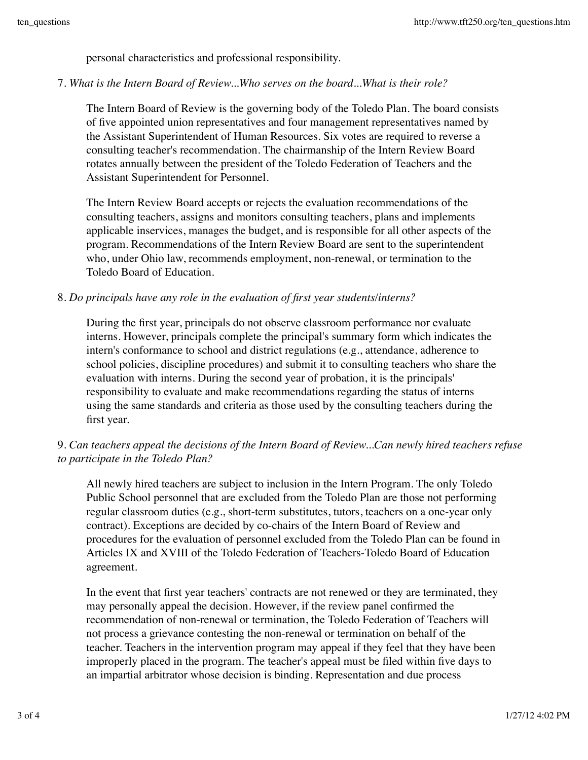personal characteristics and professional responsibility.

7. *What is the Intern Board of Review...Who serves on the board...What is their role?*

   The Intern Board of Review is the governing body of the Toledo Plan. The board consists of five appointed union representatives and four management representatives named by the Assistant Superintendent of Human Resources. Six votes are required to reverse a consulting teacher's recommendation. The chairmanship of the Intern Review Board rotates annually between the president of the Toledo Federation of Teachers and the Assistant Superintendent for Personnel.

   The Intern Review Board accepts or rejects the evaluation recommendations of the consulting teachers, assigns and monitors consulting teachers, plans and implements applicable inservices, manages the budget, and is responsible for all other aspects of the program. Recommendations of the Intern Review Board are sent to the superintendent who, under Ohio law, recommends employment, non-renewal, or termination to the Toledo Board of Education.

8. *Do principals have any role in the evaluation of first year students/interns?*

   During the first year, principals do not observe classroom performance nor evaluate interns. However, principals complete the principal's summary form which indicates the intern's conformance to school and district regulations (e.g., attendance, adherence to school policies, discipline procedures) and submit it to consulting teachers who share the evaluation with interns. During the second year of probation, it is the principals' responsibility to evaluate and make recommendations regarding the status of interns using the same standards and criteria as those used by the consulting teachers during the first year.

9. *Can teachers appeal the decisions of the Intern Board of Review...Can newly hired teachers refuse to participate in the Toledo Plan?*

   All newly hired teachers are subject to inclusion in the Intern Program. The only Toledo Public School personnel that are excluded from the Toledo Plan are those not performing regular classroom duties (e.g., short-term substitutes, tutors, teachers on a one-year only contract). Exceptions are decided by co-chairs of the Intern Board of Review and procedures for the evaluation of personnel excluded from the Toledo Plan can be found in Articles IX and XVIII of the Toledo Federation of Teachers-Toledo Board of Education agreement.

   In the event that first year teachers' contracts are not renewed or they are terminated, they may personally appeal the decision. However, if the review panel confirmed the recommendation of non-renewal or termination, the Toledo Federation of Teachers will not process a grievance contesting the non-renewal or termination on behalf of the teacher. Teachers in the intervention program may appeal if they feel that they have been improperly placed in the program. The teacher's appeal must be filed within five days to an impartial arbitrator whose decision is binding. Representation and due process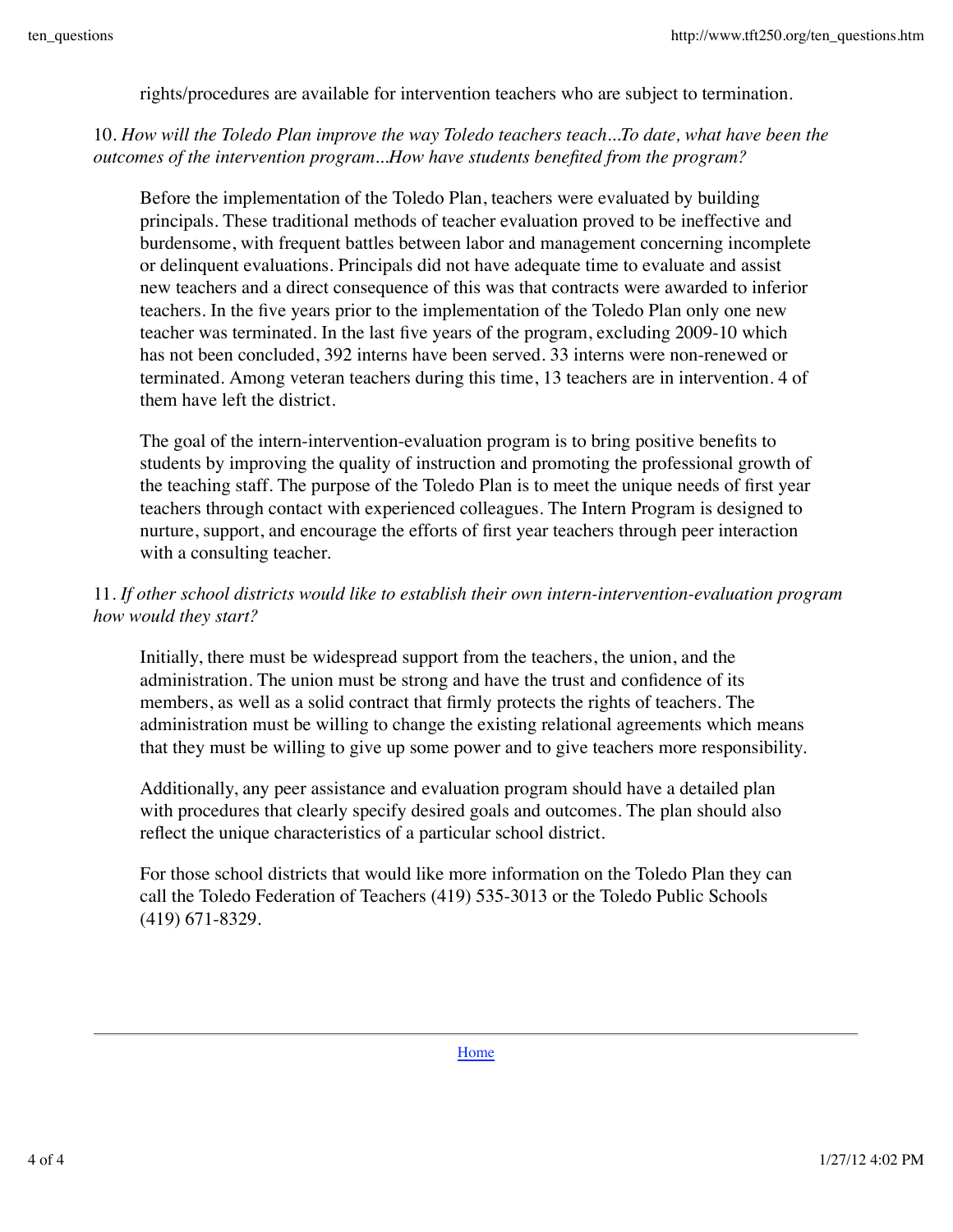rights/procedures are available for intervention teachers who are subject to termination.

10. *How will the Toledo Plan improve the way Toledo teachers teach...To date, what have been the outcomes of the intervention program...How have students benefited from the program?*

Before the implementation of the Toledo Plan, teachers were evaluated by building principals. These traditional methods of teacher evaluation proved to be ineffective and burdensome, with frequent battles between labor and management concerning incomplete or delinquent evaluations. Principals did not have adequate time to evaluate and assist new teachers and a direct consequence of this was that contracts were awarded to inferior teachers. In the five years prior to the implementation of the Toledo Plan only one new teacher was terminated. In the last five years of the program, excluding 2009-10 which has not been concluded, 392 interns have been served. 33 interns were non-renewed or terminated. Among veteran teachers during this time, 13 teachers are in intervention. 4 of them have left the district.

The goal of the intern-intervention-evaluation program is to bring positive benefits to students by improving the quality of instruction and promoting the professional growth of the teaching staff. The purpose of the Toledo Plan is to meet the unique needs of first year teachers through contact with experienced colleagues. The Intern Program is designed to nurture, support, and encourage the efforts of first year teachers through peer interaction with a consulting teacher.

11. *If other school districts would like to establish their own intern-intervention-evaluation program how would they start?*

Initially, there must be widespread support from the teachers, the union, and the administration. The union must be strong and have the trust and confidence of its members, as well as a solid contract that firmly protects the rights of teachers. The administration must be willing to change the existing relational agreements which means that they must be willing to give up some power and to give teachers more responsibility.

Additionally, any peer assistance and evaluation program should have a detailed plan with procedures that clearly specify desired goals and outcomes. The plan should also reflect the unique characteristics of a particular school district.

For those school districts that would like more information on the Toledo Plan they can call the Toledo Federation of Teachers (419) 535-3013 or the Toledo Public Schools (419) 671-8329.

---

Home